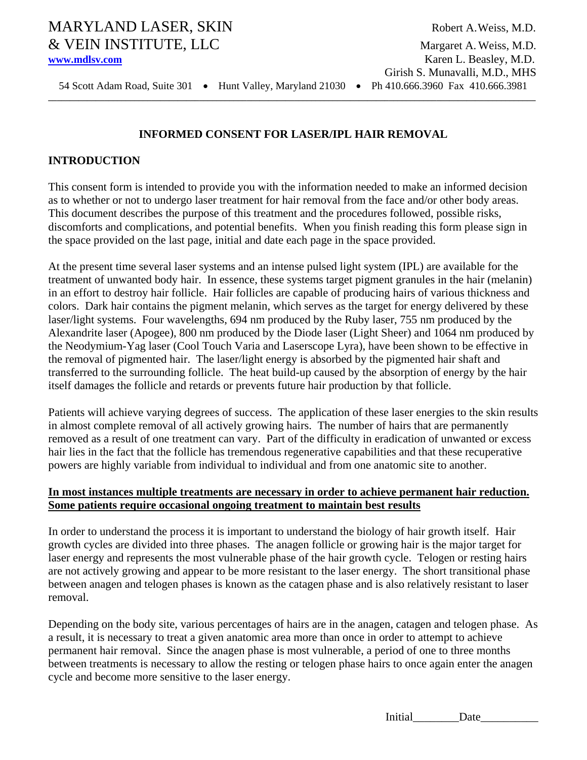MARYLAND LASER, SKIN
& VEIN INSTITUTE, LLC
www.mdlsv.com

Robert A. Weiss, M.D.
Margaret A. Weiss, M.D.
Karen L. Beasley, M.D.
Girish S. Munavalli, M.D., MHS

54 Scott Adam Road, Suite 301 • Hunt Valley, Maryland 21030 • Ph 410.666.3960 Fax 410.666.3981

## INFORMED CONSENT FOR LASER/IPL HAIR REMOVAL

### INTRODUCTION

This consent form is intended to provide you with the information needed to make an informed decision as to whether or not to undergo laser treatment for hair removal from the face and/or other body areas. This document describes the purpose of this treatment and the procedures followed, possible risks, discomforts and complications, and potential benefits. When you finish reading this form please sign in the space provided on the last page, initial and date each page in the space provided.

At the present time several laser systems and an intense pulsed light system (IPL) are available for the treatment of unwanted body hair. In essence, these systems target pigment granules in the hair (melanin) in an effort to destroy hair follicle. Hair follicles are capable of producing hairs of various thickness and colors. Dark hair contains the pigment melanin, which serves as the target for energy delivered by these laser/light systems. Four wavelengths, 694 nm produced by the Ruby laser, 755 nm produced by the Alexandrite laser (Apogee), 800 nm produced by the Diode laser (Light Sheer) and 1064 nm produced by the Neodymium-Yag laser (Cool Touch Varia and Laserscope Lyra), have been shown to be effective in the removal of pigmented hair. The laser/light energy is absorbed by the pigmented hair shaft and transferred to the surrounding follicle. The heat build-up caused by the absorption of energy by the hair itself damages the follicle and retards or prevents future hair production by that follicle.

Patients will achieve varying degrees of success. The application of these laser energies to the skin results in almost complete removal of all actively growing hairs. The number of hairs that are permanently removed as a result of one treatment can vary. Part of the difficulty in eradication of unwanted or excess hair lies in the fact that the follicle has tremendous regenerative capabilities and that these recuperative powers are highly variable from individual to individual and from one anatomic site to another.

**In most instances multiple treatments are necessary in order to achieve permanent hair reduction. Some patients require occasional ongoing treatment to maintain best results**

In order to understand the process it is important to understand the biology of hair growth itself. Hair growth cycles are divided into three phases. The anagen follicle or growing hair is the major target for laser energy and represents the most vulnerable phase of the hair growth cycle. Telogen or resting hairs are not actively growing and appear to be more resistant to the laser energy. The short transitional phase between anagen and telogen phases is known as the catagen phase and is also relatively resistant to laser removal.

Depending on the body site, various percentages of hairs are in the anagen, catagen and telogen phase. As a result, it is necessary to treat a given anatomic area more than once in order to attempt to achieve permanent hair removal. Since the anagen phase is most vulnerable, a period of one to three months between treatments is necessary to allow the resting or telogen phase hairs to once again enter the anagen cycle and become more sensitive to the laser energy.

Initial________Date__________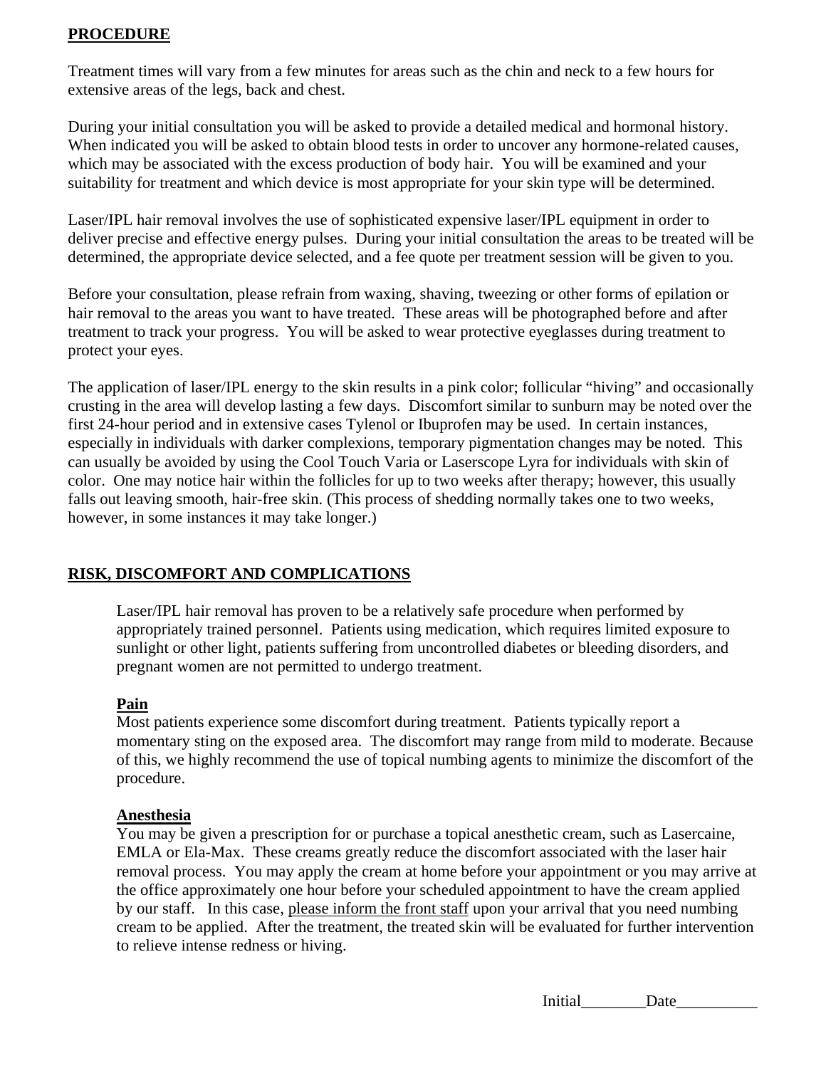## PROCEDURE

Treatment times will vary from a few minutes for areas such as the chin and neck to a few hours for extensive areas of the legs, back and chest.

During your initial consultation you will be asked to provide a detailed medical and hormonal history. When indicated you will be asked to obtain blood tests in order to uncover any hormone-related causes, which may be associated with the excess production of body hair. You will be examined and your suitability for treatment and which device is most appropriate for your skin type will be determined.

Laser/IPL hair removal involves the use of sophisticated expensive laser/IPL equipment in order to deliver precise and effective energy pulses. During your initial consultation the areas to be treated will be determined, the appropriate device selected, and a fee quote per treatment session will be given to you.

Before your consultation, please refrain from waxing, shaving, tweezing or other forms of epilation or hair removal to the areas you want to have treated. These areas will be photographed before and after treatment to track your progress. You will be asked to wear protective eyeglasses during treatment to protect your eyes.

The application of laser/IPL energy to the skin results in a pink color; follicular "hiving" and occasionally crusting in the area will develop lasting a few days. Discomfort similar to sunburn may be noted over the first 24-hour period and in extensive cases Tylenol or Ibuprofen may be used. In certain instances, especially in individuals with darker complexions, temporary pigmentation changes may be noted. This can usually be avoided by using the Cool Touch Varia or Laserscope Lyra for individuals with skin of color. One may notice hair within the follicles for up to two weeks after therapy; however, this usually falls out leaving smooth, hair-free skin. (This process of shedding normally takes one to two weeks, however, in some instances it may take longer.)

## RISK, DISCOMFORT AND COMPLICATIONS

Laser/IPL hair removal has proven to be a relatively safe procedure when performed by appropriately trained personnel. Patients using medication, which requires limited exposure to sunlight or other light, patients suffering from uncontrolled diabetes or bleeding disorders, and pregnant women are not permitted to undergo treatment.

### Pain

Most patients experience some discomfort during treatment. Patients typically report a momentary sting on the exposed area. The discomfort may range from mild to moderate. Because of this, we highly recommend the use of topical numbing agents to minimize the discomfort of the procedure.

### Anesthesia

You may be given a prescription for or purchase a topical anesthetic cream, such as Lasercaine, EMLA or Ela-Max. These creams greatly reduce the discomfort associated with the laser hair removal process. You may apply the cream at home before your appointment or you may arrive at the office approximately one hour before your scheduled appointment to have the cream applied by our staff. In this case, please inform the front staff upon your arrival that you need numbing cream to be applied. After the treatment, the treated skin will be evaluated for further intervention to relieve intense redness or hiving.

Initial________Date__________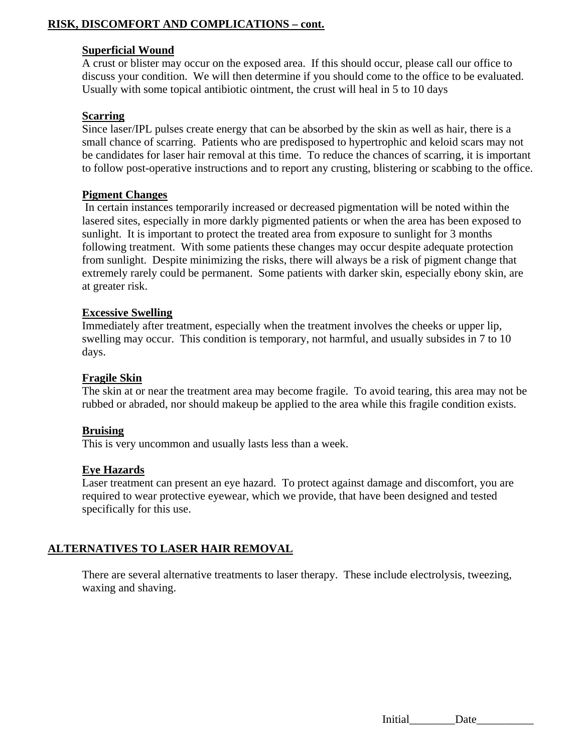## RISK, DISCOMFORT AND COMPLICATIONS – cont.

### Superficial Wound

A crust or blister may occur on the exposed area. If this should occur, please call our office to discuss your condition. We will then determine if you should come to the office to be evaluated. Usually with some topical antibiotic ointment, the crust will heal in 5 to 10 days

### Scarring

Since laser/IPL pulses create energy that can be absorbed by the skin as well as hair, there is a small chance of scarring. Patients who are predisposed to hypertrophic and keloid scars may not be candidates for laser hair removal at this time. To reduce the chances of scarring, it is important to follow post-operative instructions and to report any crusting, blistering or scabbing to the office.

### Pigment Changes

In certain instances temporarily increased or decreased pigmentation will be noted within the lasered sites, especially in more darkly pigmented patients or when the area has been exposed to sunlight. It is important to protect the treated area from exposure to sunlight for 3 months following treatment. With some patients these changes may occur despite adequate protection from sunlight. Despite minimizing the risks, there will always be a risk of pigment change that extremely rarely could be permanent. Some patients with darker skin, especially ebony skin, are at greater risk.

### Excessive Swelling

Immediately after treatment, especially when the treatment involves the cheeks or upper lip, swelling may occur. This condition is temporary, not harmful, and usually subsides in 7 to 10 days.

### Fragile Skin

The skin at or near the treatment area may become fragile. To avoid tearing, this area may not be rubbed or abraded, nor should makeup be applied to the area while this fragile condition exists.

### Bruising

This is very uncommon and usually lasts less than a week.

### Eye Hazards

Laser treatment can present an eye hazard. To protect against damage and discomfort, you are required to wear protective eyewear, which we provide, that have been designed and tested specifically for this use.

## ALTERNATIVES TO LASER HAIR REMOVAL

There are several alternative treatments to laser therapy. These include electrolysis, tweezing, waxing and shaving.

Initial________Date__________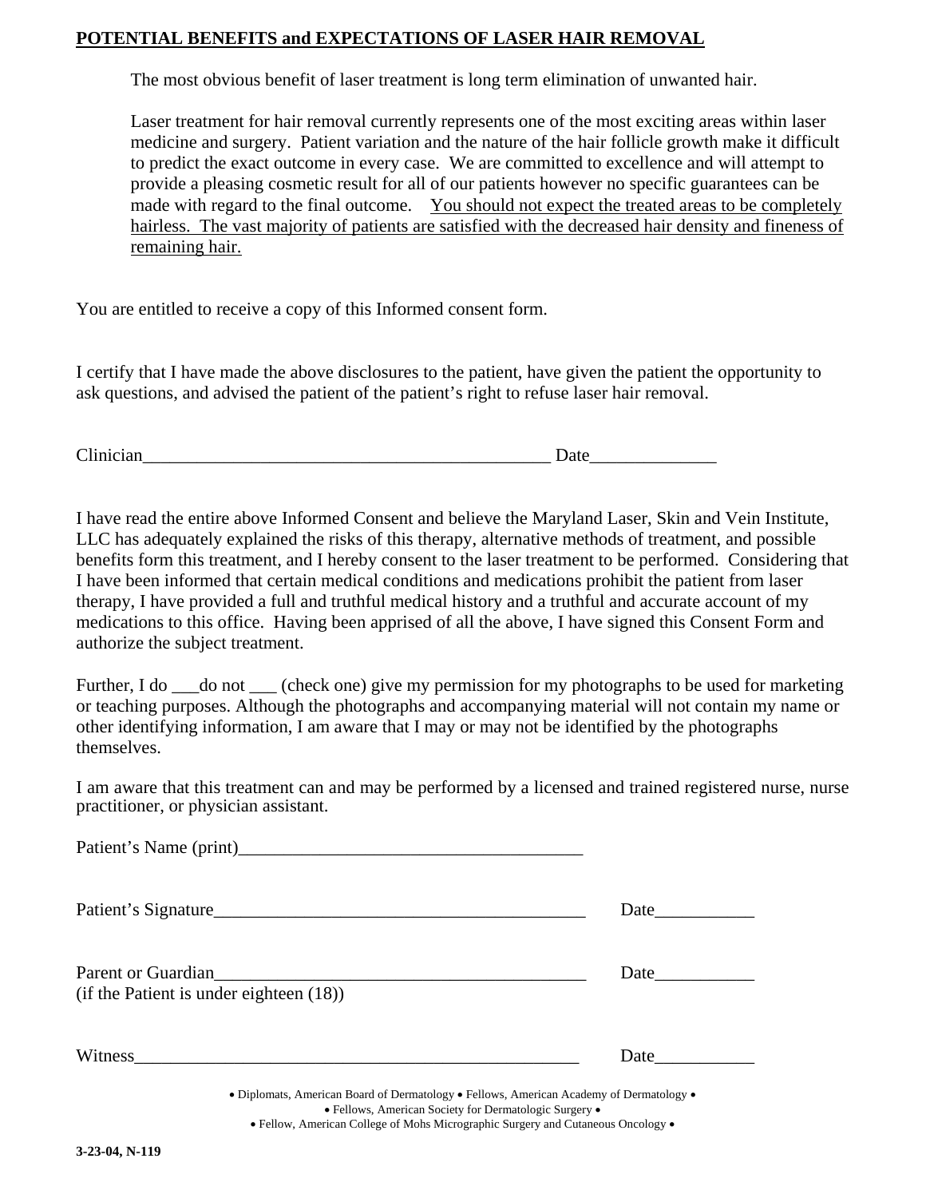## POTENTIAL BENEFITS and EXPECTATIONS OF LASER HAIR REMOVAL

The most obvious benefit of laser treatment is long term elimination of unwanted hair.

Laser treatment for hair removal currently represents one of the most exciting areas within laser medicine and surgery. Patient variation and the nature of the hair follicle growth make it difficult to predict the exact outcome in every case. We are committed to excellence and will attempt to provide a pleasing cosmetic result for all of our patients however no specific guarantees can be made with regard to the final outcome. <u>You should not expect the treated areas to be completely hairless. The vast majority of patients are satisfied with the decreased hair density and fineness of remaining hair.</u>

You are entitled to receive a copy of this Informed consent form.

I certify that I have made the above disclosures to the patient, have given the patient the opportunity to ask questions, and advised the patient of the patient's right to refuse laser hair removal.

Clinician_______________________________________________ Date______________

I have read the entire above Informed Consent and believe the Maryland Laser, Skin and Vein Institute, LLC has adequately explained the risks of this therapy, alternative methods of treatment, and possible benefits form this treatment, and I hereby consent to the laser treatment to be performed. Considering that I have been informed that certain medical conditions and medications prohibit the patient from laser therapy, I have provided a full and truthful medical history and a truthful and accurate account of my medications to this office. Having been apprised of all the above, I have signed this Consent Form and authorize the subject treatment.

Further, I do ___do not ___ (check one) give my permission for my photographs to be used for marketing or teaching purposes. Although the photographs and accompanying material will not contain my name or other identifying information, I am aware that I may or may not be identified by the photographs themselves.

I am aware that this treatment can and may be performed by a licensed and trained registered nurse, nurse practitioner, or physician assistant.

Patient's Name (print)_______________________________________

Patient's Signature__________________________________________ Date___________

Parent or Guardian__________________________________________ Date___________
(if the Patient is under eighteen (18))

Witness___________________________________________________ Date___________

• Diplomats, American Board of Dermatology • Fellows, American Academy of Dermatology •
• Fellows, American Society for Dermatologic Surgery •
• Fellow, American College of Mohs Micrographic Surgery and Cutaneous Oncology •

**3-23-04, N-119**